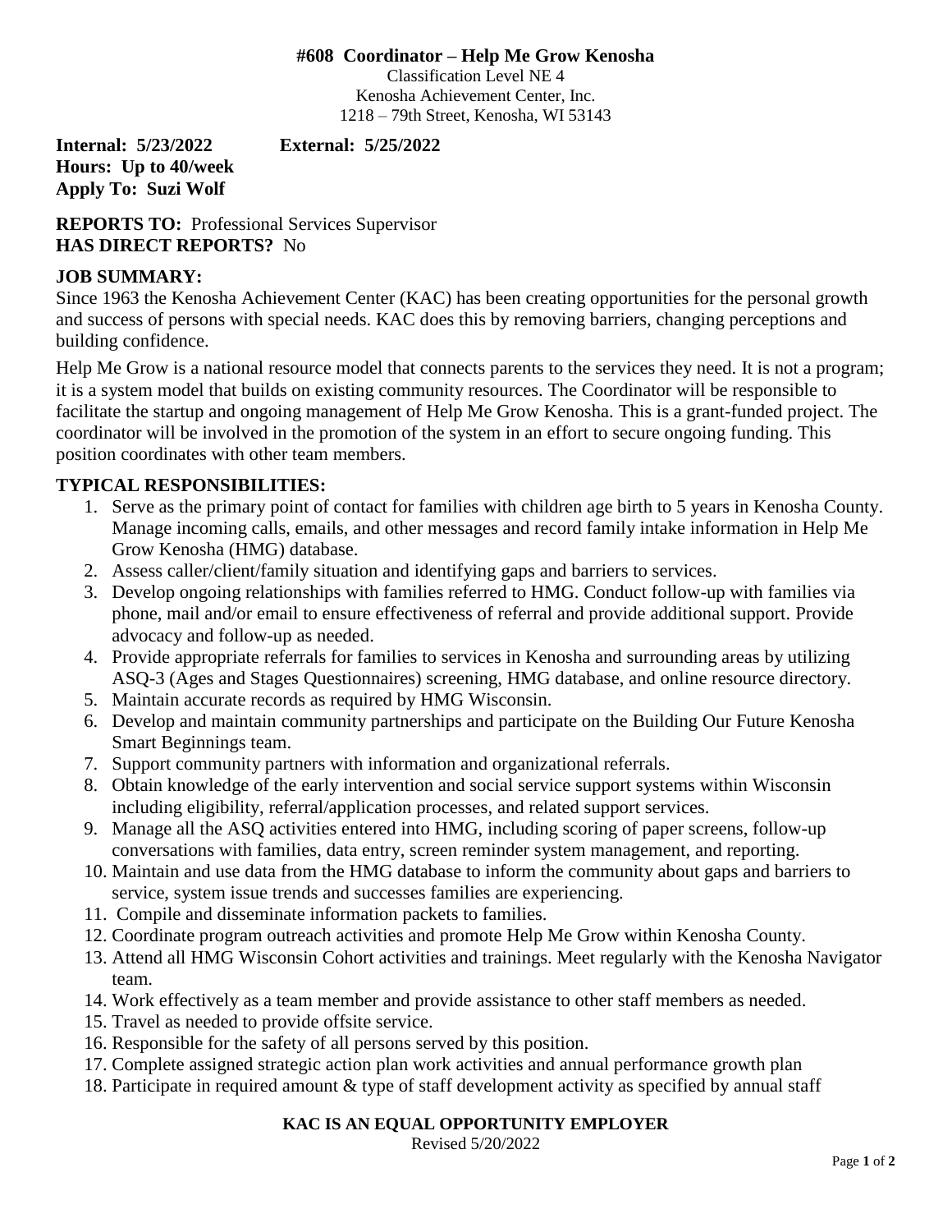# #608 Coordinator – Help Me Grow Kenosha

Classification Level NE 4
Kenosha Achievement Center, Inc.
1218 – 79th Street, Kenosha, WI 53143

**Internal: 5/23/2022** **External: 5/25/2022**
**Hours: Up to 40/week**
**Apply To: Suzi Wolf**

**REPORTS TO:** Professional Services Supervisor
**HAS DIRECT REPORTS?** No

## JOB SUMMARY:

Since 1963 the Kenosha Achievement Center (KAC) has been creating opportunities for the personal growth and success of persons with special needs. KAC does this by removing barriers, changing perceptions and building confidence.

Help Me Grow is a national resource model that connects parents to the services they need. It is not a program; it is a system model that builds on existing community resources. The Coordinator will be responsible to facilitate the startup and ongoing management of Help Me Grow Kenosha. This is a grant-funded project. The coordinator will be involved in the promotion of the system in an effort to secure ongoing funding. This position coordinates with other team members.

## TYPICAL RESPONSIBILITIES:

1. Serve as the primary point of contact for families with children age birth to 5 years in Kenosha County. Manage incoming calls, emails, and other messages and record family intake information in Help Me Grow Kenosha (HMG) database.
2. Assess caller/client/family situation and identifying gaps and barriers to services.
3. Develop ongoing relationships with families referred to HMG. Conduct follow-up with families via phone, mail and/or email to ensure effectiveness of referral and provide additional support. Provide advocacy and follow-up as needed.
4. Provide appropriate referrals for families to services in Kenosha and surrounding areas by utilizing ASQ-3 (Ages and Stages Questionnaires) screening, HMG database, and online resource directory.
5. Maintain accurate records as required by HMG Wisconsin.
6. Develop and maintain community partnerships and participate on the Building Our Future Kenosha Smart Beginnings team.
7. Support community partners with information and organizational referrals.
8. Obtain knowledge of the early intervention and social service support systems within Wisconsin including eligibility, referral/application processes, and related support services.
9. Manage all the ASQ activities entered into HMG, including scoring of paper screens, follow-up conversations with families, data entry, screen reminder system management, and reporting.
10. Maintain and use data from the HMG database to inform the community about gaps and barriers to service, system issue trends and successes families are experiencing.
11. Compile and disseminate information packets to families.
12. Coordinate program outreach activities and promote Help Me Grow within Kenosha County.
13. Attend all HMG Wisconsin Cohort activities and trainings. Meet regularly with the Kenosha Navigator team.
14. Work effectively as a team member and provide assistance to other staff members as needed.
15. Travel as needed to provide offsite service.
16. Responsible for the safety of all persons served by this position.
17. Complete assigned strategic action plan work activities and annual performance growth plan
18. Participate in required amount & type of staff development activity as specified by annual staff

**KAC IS AN EQUAL OPPORTUNITY EMPLOYER**
Revised 5/20/2022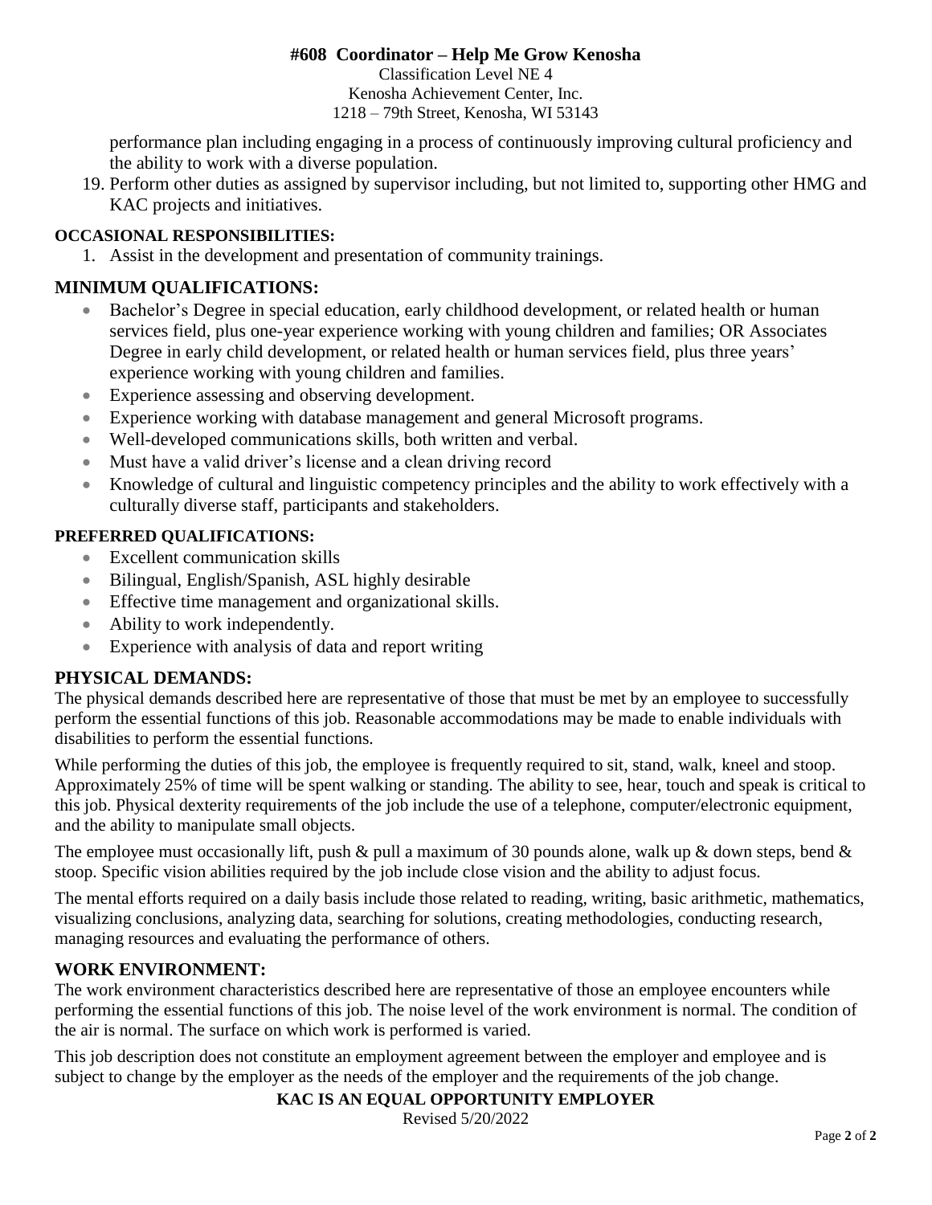performance plan including engaging in a process of continuously improving cultural proficiency and the ability to work with a diverse population.

19. Perform other duties as assigned by supervisor including, but not limited to, supporting other HMG and KAC projects and initiatives.

**OCCASIONAL RESPONSIBILITIES:**

1. Assist in the development and presentation of community trainings.

## MINIMUM QUALIFICATIONS:

- Bachelor's Degree in special education, early childhood development, or related health or human services field, plus one-year experience working with young children and families; OR Associates Degree in early child development, or related health or human services field, plus three years' experience working with young children and families.
- Experience assessing and observing development.
- Experience working with database management and general Microsoft programs.
- Well-developed communications skills, both written and verbal.
- Must have a valid driver's license and a clean driving record
- Knowledge of cultural and linguistic competency principles and the ability to work effectively with a culturally diverse staff, participants and stakeholders.

**PREFERRED QUALIFICATIONS:**

- Excellent communication skills
- Bilingual, English/Spanish, ASL highly desirable
- Effective time management and organizational skills.
- Ability to work independently.
- Experience with analysis of data and report writing

## PHYSICAL DEMANDS:

The physical demands described here are representative of those that must be met by an employee to successfully perform the essential functions of this job. Reasonable accommodations may be made to enable individuals with disabilities to perform the essential functions.

While performing the duties of this job, the employee is frequently required to sit, stand, walk, kneel and stoop. Approximately 25% of time will be spent walking or standing. The ability to see, hear, touch and speak is critical to this job. Physical dexterity requirements of the job include the use of a telephone, computer/electronic equipment, and the ability to manipulate small objects.

The employee must occasionally lift, push & pull a maximum of 30 pounds alone, walk up & down steps, bend & stoop. Specific vision abilities required by the job include close vision and the ability to adjust focus.

The mental efforts required on a daily basis include those related to reading, writing, basic arithmetic, mathematics, visualizing conclusions, analyzing data, searching for solutions, creating methodologies, conducting research, managing resources and evaluating the performance of others.

## WORK ENVIRONMENT:

The work environment characteristics described here are representative of those an employee encounters while performing the essential functions of this job. The noise level of the work environment is normal. The condition of the air is normal. The surface on which work is performed is varied.

This job description does not constitute an employment agreement between the employer and employee and is subject to change by the employer as the needs of the employer and the requirements of the job change.

**KAC IS AN EQUAL OPPORTUNITY EMPLOYER**

Revised 5/20/2022